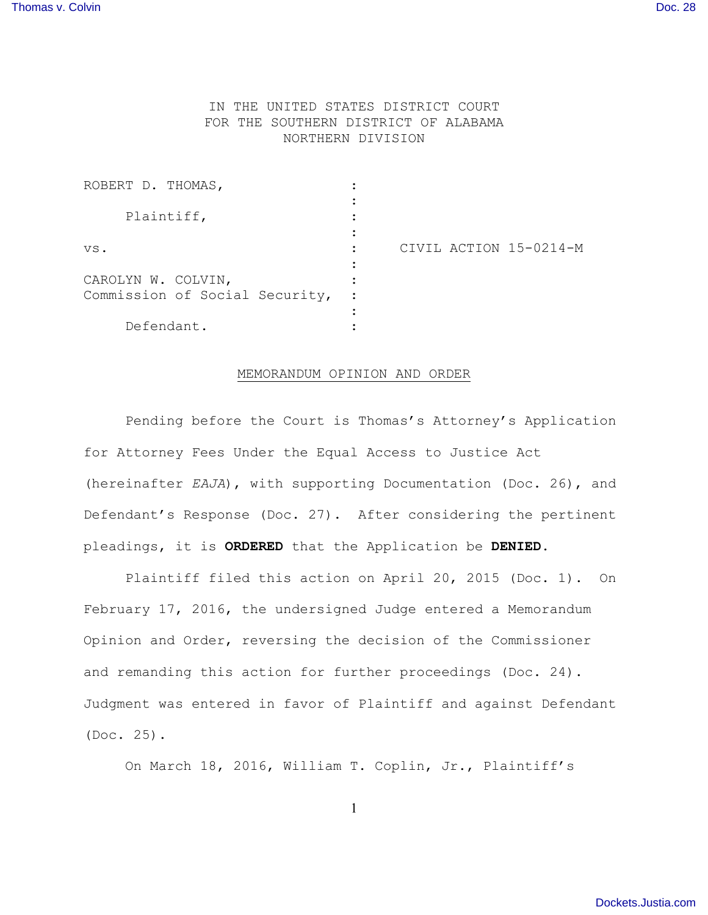IN THE UNITED STATES DISTRICT COURT
FOR THE SOUTHERN DISTRICT OF ALABAMA
NORTHERN DIVISION

| | | |
|---|---|---|
| ROBERT D. THOMAS, | : | |
| | : | |
| Plaintiff, | : | |
| | : | |
| vs. | : | CIVIL ACTION 15-0214-M |
| | : | |
| CAROLYN W. COLVIN, | : | |
| Commission of Social Security, | : | |
| | : | |
| Defendant. | : | |

MEMORANDUM OPINION AND ORDER

Pending before the Court is Thomas's Attorney's Application for Attorney Fees Under the Equal Access to Justice Act (hereinafter *EAJA*), with supporting Documentation (Doc. 26), and Defendant's Response (Doc. 27). After considering the pertinent pleadings, it is **ORDERED** that the Application be **DENIED**.

Plaintiff filed this action on April 20, 2015 (Doc. 1). On February 17, 2016, the undersigned Judge entered a Memorandum Opinion and Order, reversing the decision of the Commissioner and remanding this action for further proceedings (Doc. 24). Judgment was entered in favor of Plaintiff and against Defendant (Doc. 25).

On March 18, 2016, William T. Coplin, Jr., Plaintiff's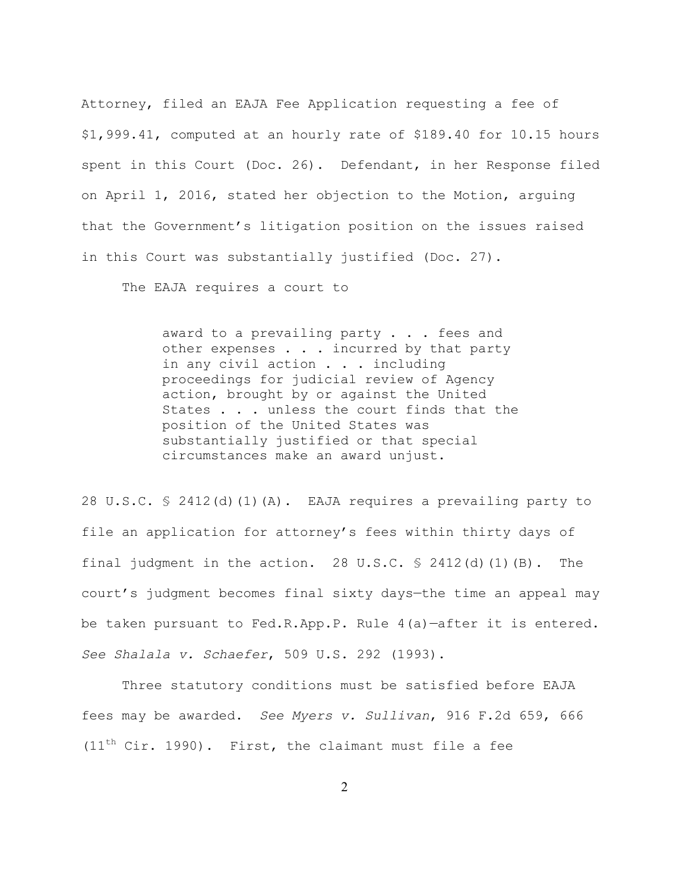Attorney, filed an EAJA Fee Application requesting a fee of $1,999.41, computed at an hourly rate of $189.40 for 10.15 hours spent in this Court (Doc. 26). Defendant, in her Response filed on April 1, 2016, stated her objection to the Motion, arguing that the Government's litigation position on the issues raised in this Court was substantially justified (Doc. 27).

The EAJA requires a court to

> award to a prevailing party . . . fees and other expenses . . . incurred by that party in any civil action . . . including proceedings for judicial review of Agency action, brought by or against the United States . . . unless the court finds that the position of the United States was substantially justified or that special circumstances make an award unjust.

28 U.S.C. § 2412(d)(1)(A). EAJA requires a prevailing party to file an application for attorney's fees within thirty days of final judgment in the action. 28 U.S.C. § 2412(d)(1)(B). The court's judgment becomes final sixty days—the time an appeal may be taken pursuant to Fed.R.App.P. Rule 4(a)—after it is entered. *See Shalala v. Schaefer*, 509 U.S. 292 (1993).

Three statutory conditions must be satisfied before EAJA fees may be awarded. *See Myers v. Sullivan*, 916 F.2d 659, 666 (11th Cir. 1990). First, the claimant must file a fee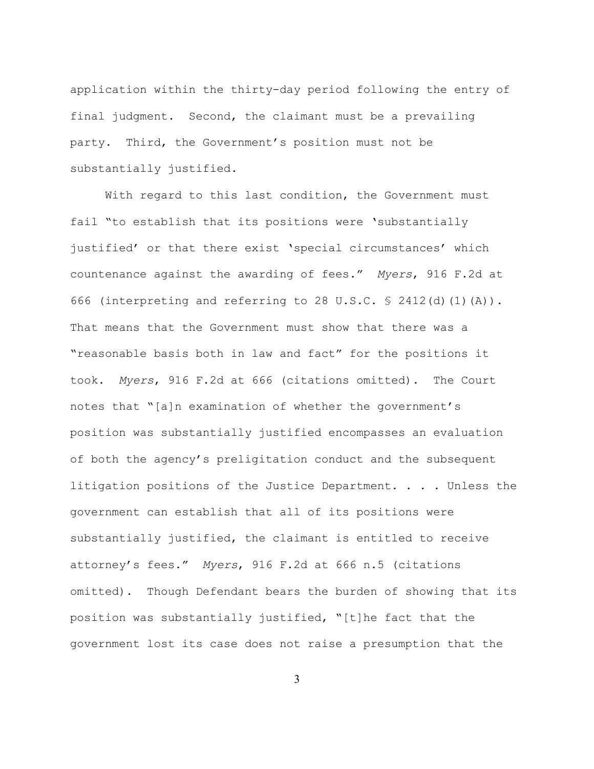application within the thirty-day period following the entry of final judgment. Second, the claimant must be a prevailing party. Third, the Government's position must not be substantially justified.

With regard to this last condition, the Government must fail "to establish that its positions were 'substantially justified' or that there exist 'special circumstances' which countenance against the awarding of fees." *Myers*, 916 F.2d at 666 (interpreting and referring to 28 U.S.C. § 2412(d)(1)(A)). That means that the Government must show that there was a "reasonable basis both in law and fact" for the positions it took. *Myers*, 916 F.2d at 666 (citations omitted). The Court notes that "[a]n examination of whether the government's position was substantially justified encompasses an evaluation of both the agency's prelitigation conduct and the subsequent litigation positions of the Justice Department. . . . Unless the government can establish that all of its positions were substantially justified, the claimant is entitled to receive attorney's fees." *Myers*, 916 F.2d at 666 n.5 (citations omitted). Though Defendant bears the burden of showing that its position was substantially justified, "[t]he fact that the government lost its case does not raise a presumption that the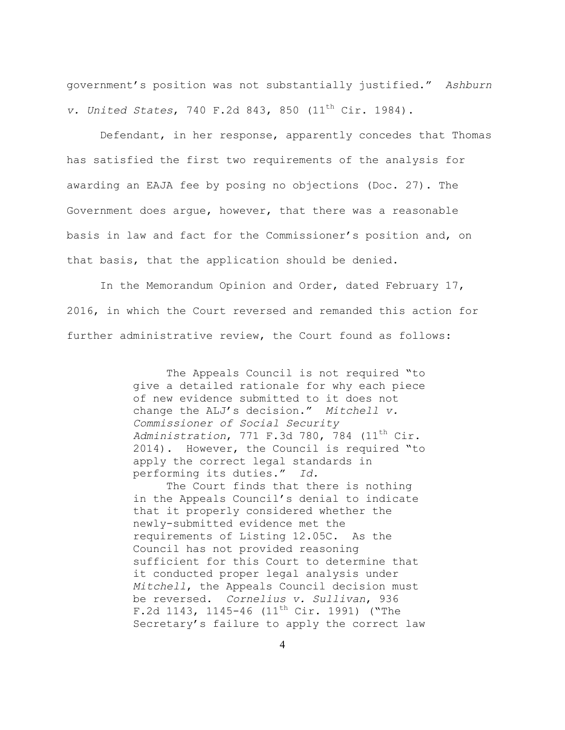government's position was not substantially justified." *Ashburn v. United States*, 740 F.2d 843, 850 (11th Cir. 1984).

Defendant, in her response, apparently concedes that Thomas has satisfied the first two requirements of the analysis for awarding an EAJA fee by posing no objections (Doc. 27). The Government does argue, however, that there was a reasonable basis in law and fact for the Commissioner's position and, on that basis, that the application should be denied.

In the Memorandum Opinion and Order, dated February 17, 2016, in which the Court reversed and remanded this action for further administrative review, the Court found as follows:

> The Appeals Council is not required "to give a detailed rationale for why each piece of new evidence submitted to it does not change the ALJ's decision." *Mitchell v. Commissioner of Social Security Administration*, 771 F.3d 780, 784 (11th Cir. 2014). However, the Council is required "to apply the correct legal standards in performing its duties." *Id.*
>
> The Court finds that there is nothing in the Appeals Council's denial to indicate that it properly considered whether the newly-submitted evidence met the requirements of Listing 12.05C. As the Council has not provided reasoning sufficient for this Court to determine that it conducted proper legal analysis under *Mitchell*, the Appeals Council decision must be reversed. *Cornelius v. Sullivan*, 936 F.2d 1143, 1145-46 (11th Cir. 1991) ("The Secretary's failure to apply the correct law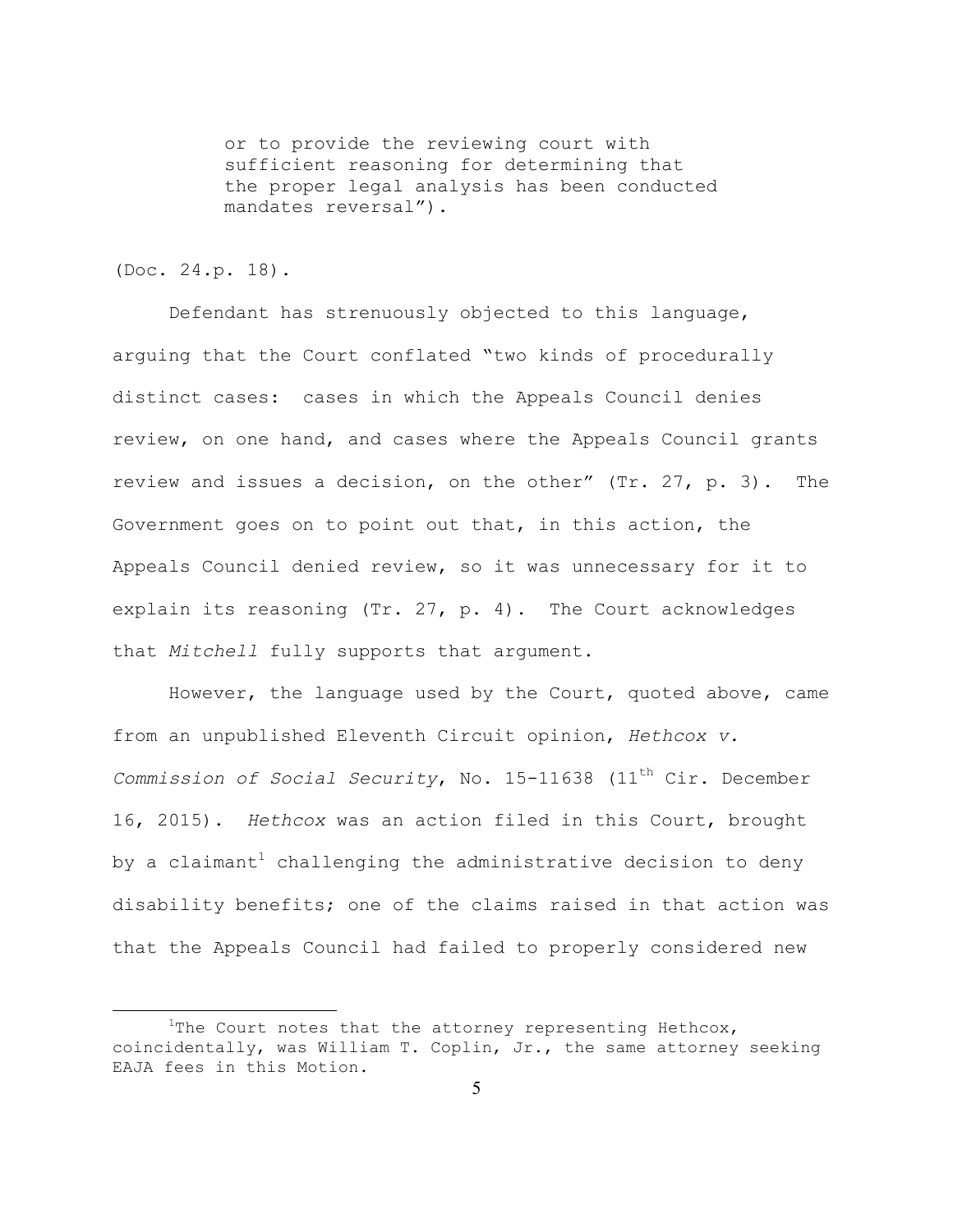> or to provide the reviewing court with sufficient reasoning for determining that the proper legal analysis has been conducted mandates reversal").

(Doc. 24.p. 18).

Defendant has strenuously objected to this language, arguing that the Court conflated "two kinds of procedurally distinct cases: cases in which the Appeals Council denies review, on one hand, and cases where the Appeals Council grants review and issues a decision, on the other" (Tr. 27, p. 3). The Government goes on to point out that, in this action, the Appeals Council denied review, so it was unnecessary for it to explain its reasoning (Tr. 27, p. 4). The Court acknowledges that *Mitchell* fully supports that argument.

However, the language used by the Court, quoted above, came from an unpublished Eleventh Circuit opinion, *Hethcox v. Commission of Social Security*, No. 15-11638 (11th Cir. December 16, 2015). *Hethcox* was an action filed in this Court, brought by a claimant[1] challenging the administrative decision to deny disability benefits; one of the claims raised in that action was that the Appeals Council had failed to properly considered new

---

[1] The Court notes that the attorney representing Hethcox, coincidentally, was William T. Coplin, Jr., the same attorney seeking EAJA fees in this Motion.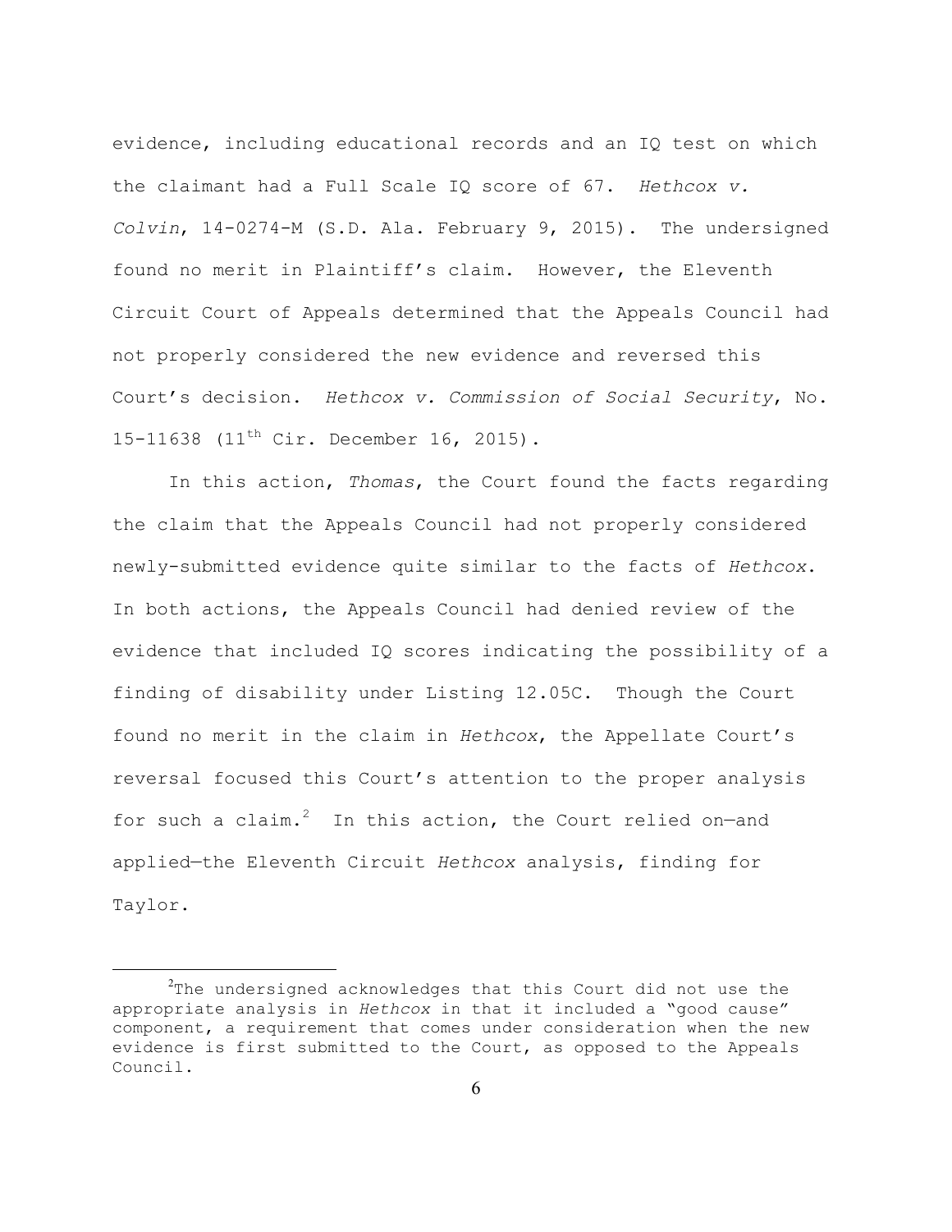evidence, including educational records and an IQ test on which the claimant had a Full Scale IQ score of 67. *Hethcox v. Colvin*, 14-0274-M (S.D. Ala. February 9, 2015). The undersigned found no merit in Plaintiff's claim. However, the Eleventh Circuit Court of Appeals determined that the Appeals Council had not properly considered the new evidence and reversed this Court's decision. *Hethcox v. Commission of Social Security*, No. 15-11638 (11th Cir. December 16, 2015).

In this action, *Thomas*, the Court found the facts regarding the claim that the Appeals Council had not properly considered newly-submitted evidence quite similar to the facts of *Hethcox*. In both actions, the Appeals Council had denied review of the evidence that included IQ scores indicating the possibility of a finding of disability under Listing 12.05C. Though the Court found no merit in the claim in *Hethcox*, the Appellate Court's reversal focused this Court's attention to the proper analysis for such a claim.[2] In this action, the Court relied on—and applied—the Eleventh Circuit *Hethcox* analysis, finding for Taylor.

---

[2]The undersigned acknowledges that this Court did not use the appropriate analysis in *Hethcox* in that it included a "good cause" component, a requirement that comes under consideration when the new evidence is first submitted to the Court, as opposed to the Appeals Council.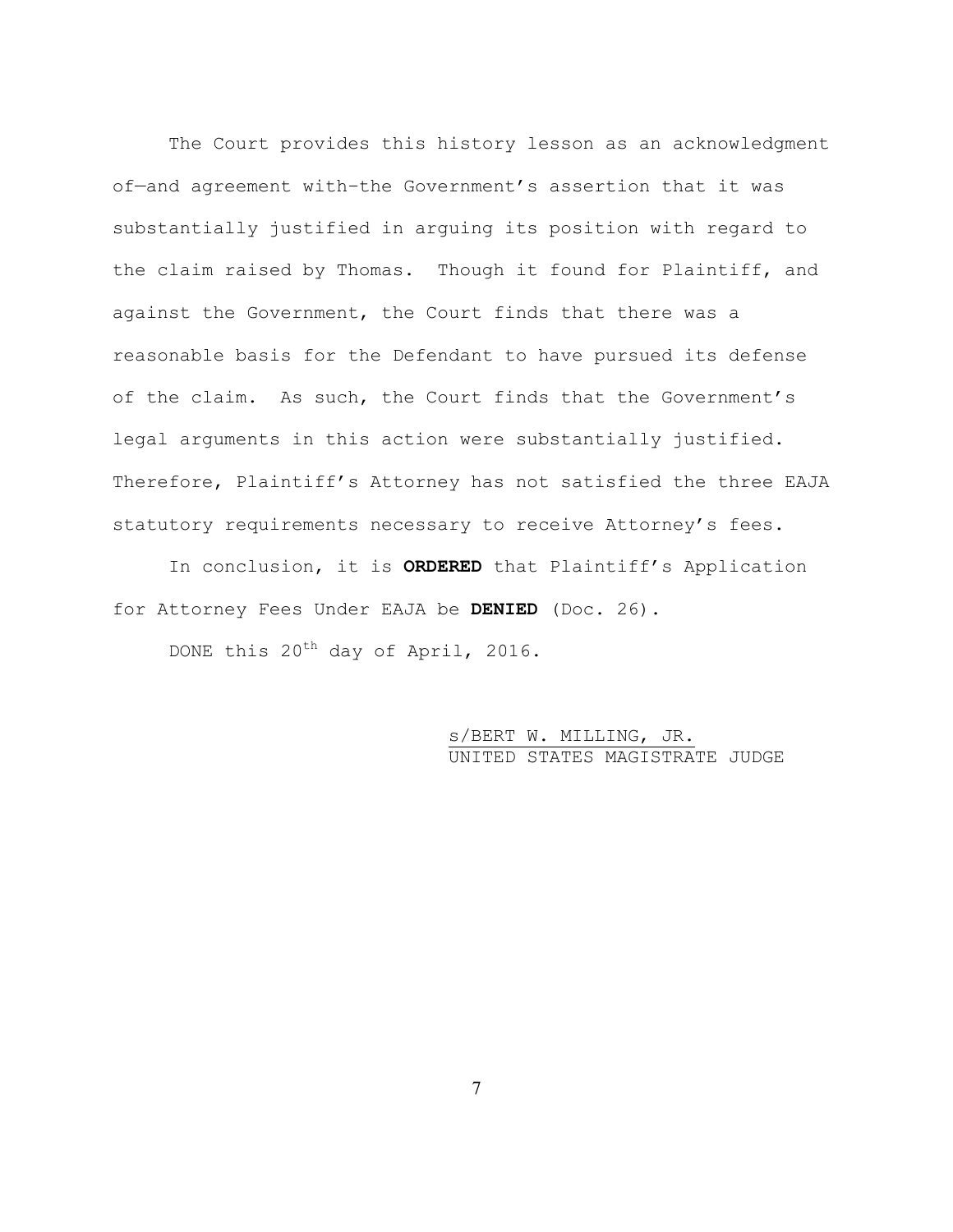The Court provides this history lesson as an acknowledgment of—and agreement with–the Government's assertion that it was substantially justified in arguing its position with regard to the claim raised by Thomas. Though it found for Plaintiff, and against the Government, the Court finds that there was a reasonable basis for the Defendant to have pursued its defense of the claim. As such, the Court finds that the Government's legal arguments in this action were substantially justified. Therefore, Plaintiff's Attorney has not satisfied the three EAJA statutory requirements necessary to receive Attorney's fees.

In conclusion, it is **ORDERED** that Plaintiff's Application for Attorney Fees Under EAJA be **DENIED** (Doc. 26).

DONE this 20th day of April, 2016.

s/BERT W. MILLING, JR.
UNITED STATES MAGISTRATE JUDGE